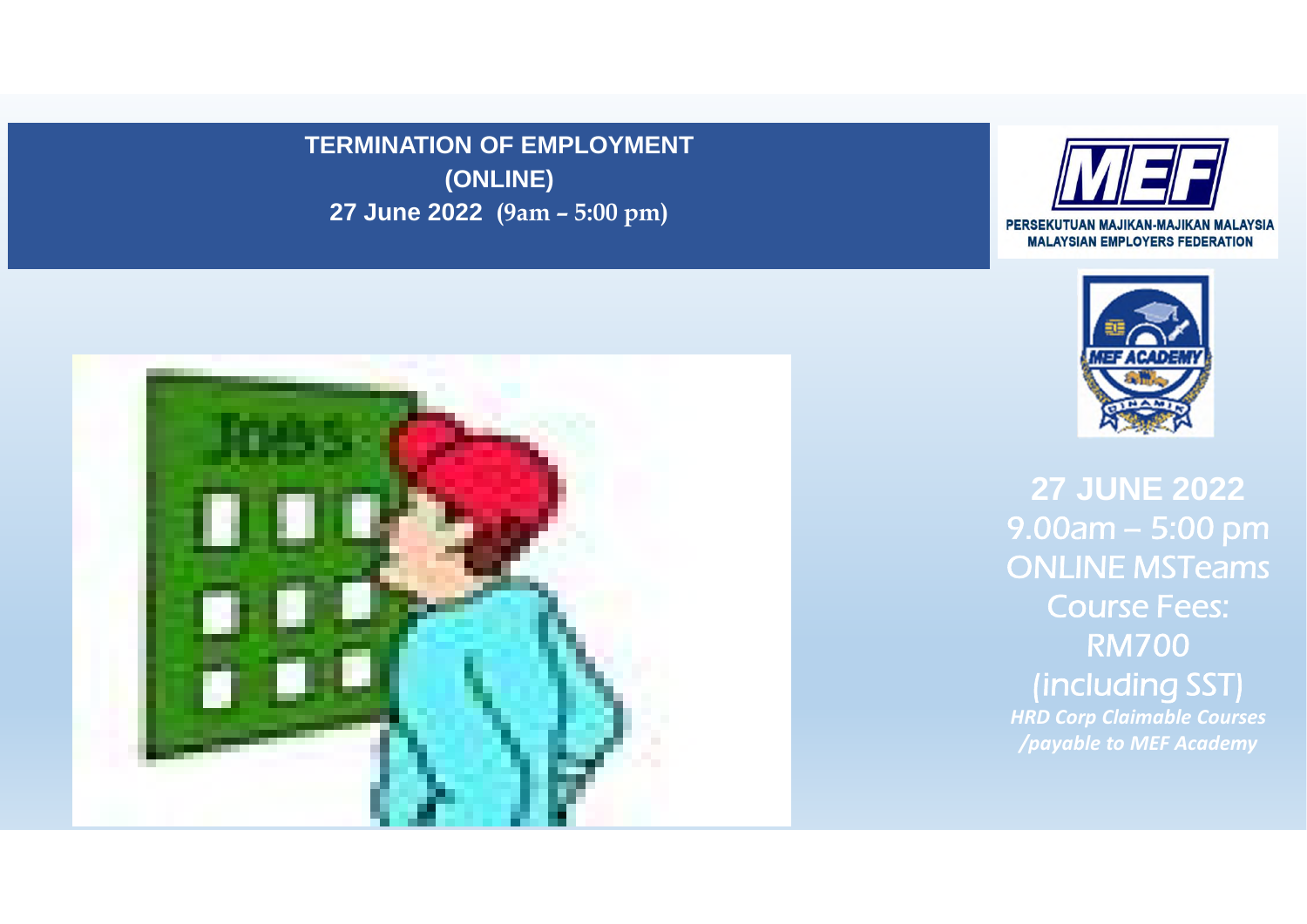# TERMINATION OF EMPLOYMENT
## (ONLINE)
**27 June 2022 (9am – 5:00 pm)**

PERSEKUTUAN MAJIKAN-MAJIKAN MALAYSIA
MALAYSIAN EMPLOYERS FEDERATION

**27 JUNE 2022**
9.00am – 5:00 pm
ONLINE MSTeams
Course Fees:
RM700
(including SST)
***HRD Corp Claimable Courses /payable to MEF Academy***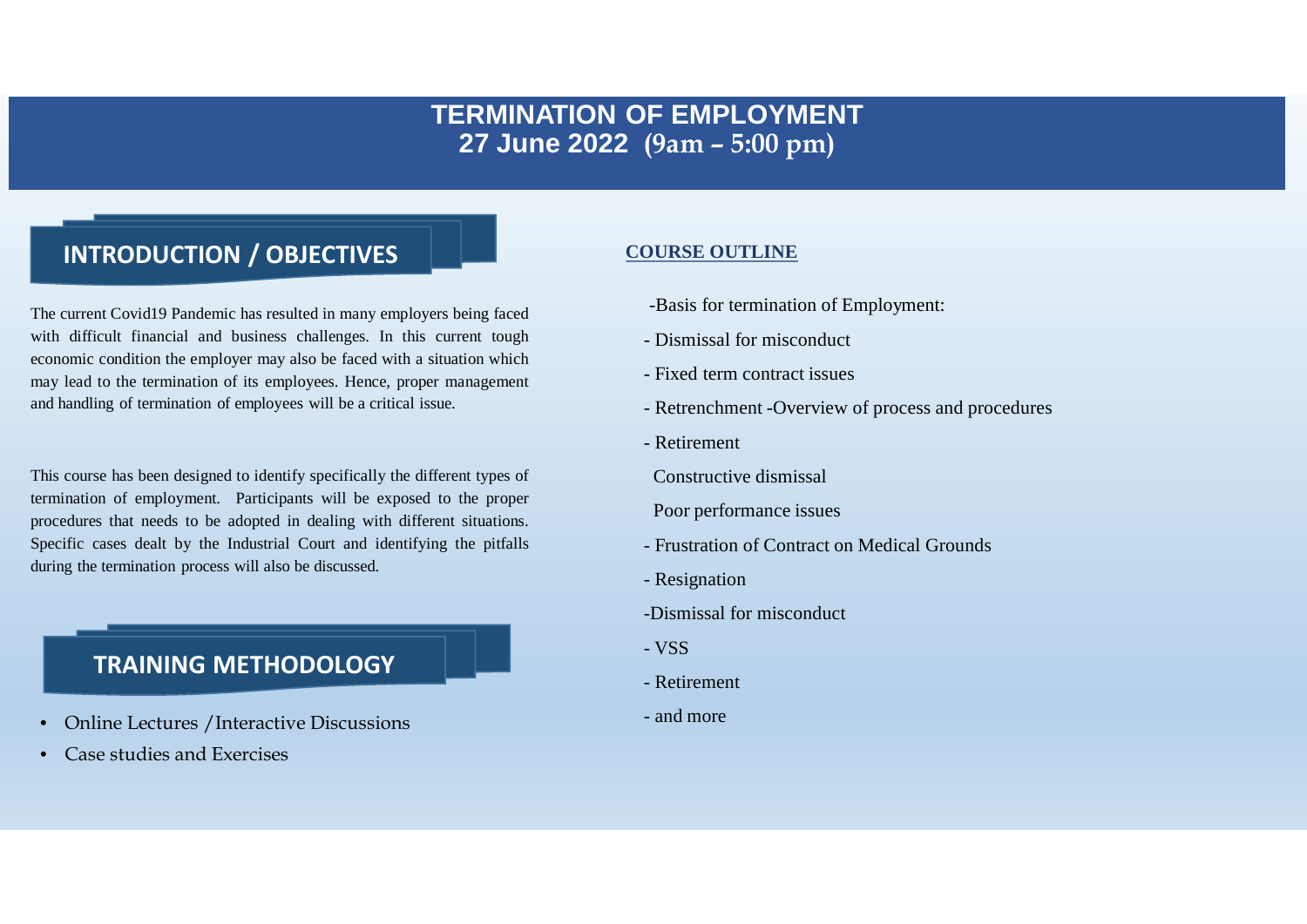# TERMINATION OF EMPLOYMENT
## 27 June 2022 (9am – 5:00 pm)

## INTRODUCTION / OBJECTIVES

The current Covid19 Pandemic has resulted in many employers being faced with difficult financial and business challenges. In this current tough economic condition the employer may also be faced with a situation which may lead to the termination of its employees. Hence, proper management and handling of termination of employees will be a critical issue.

This course has been designed to identify specifically the different types of termination of employment. Participants will be exposed to the proper procedures that needs to be adopted in dealing with different situations. Specific cases dealt by the Industrial Court and identifying the pitfalls during the termination process will also be discussed.

## TRAINING METHODOLOGY

- Online Lectures /Interactive Discussions
- Case studies and Exercises

## COURSE OUTLINE

-Basis for termination of Employment:

- Dismissal for misconduct
- Fixed term contract issues
- Retrenchment -Overview of process and procedures
- Retirement

Constructive dismissal

Poor performance issues

- Frustration of Contract on Medical Grounds
- Resignation

-Dismissal for misconduct

- VSS
- Retirement
- and more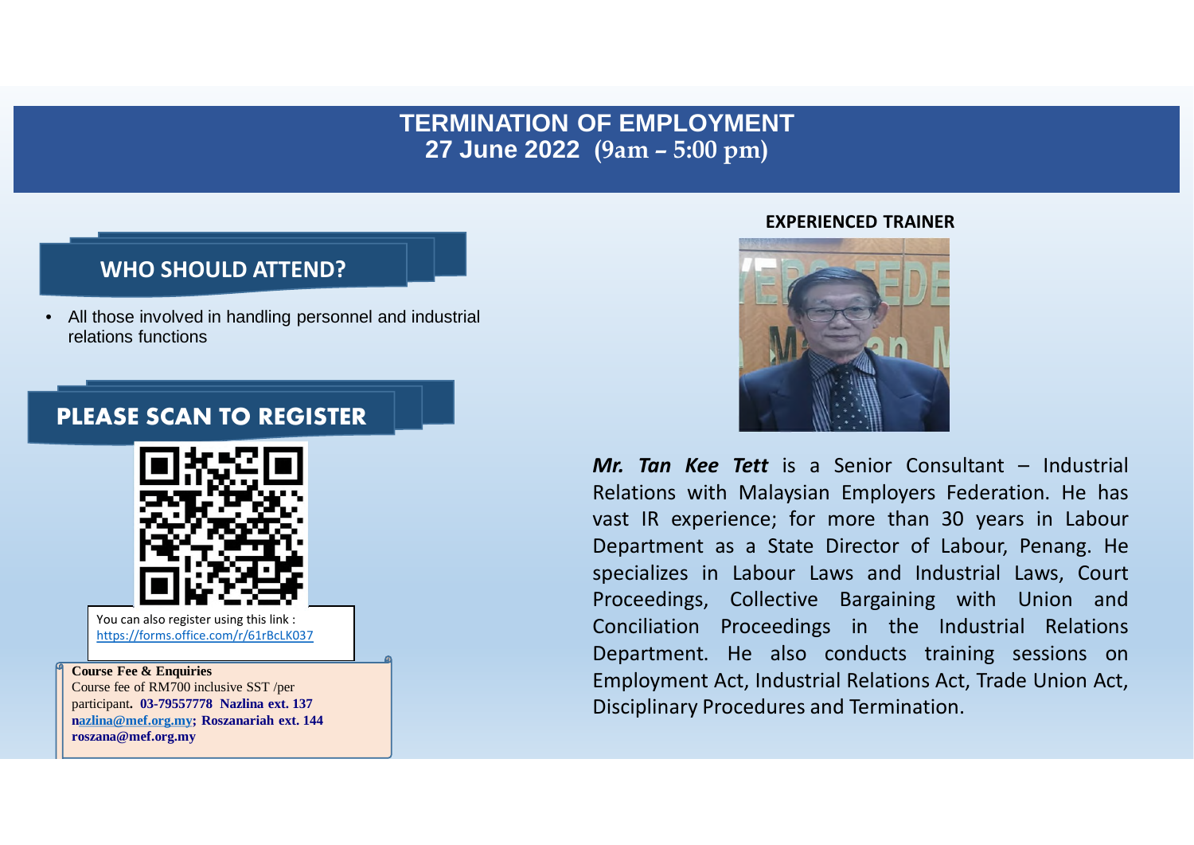# TERMINATION OF EMPLOYMENT
## 27 June 2022 (9am – 5:00 pm)

## WHO SHOULD ATTEND?

- All those involved in handling personnel and industrial relations functions

## PLEASE SCAN TO REGISTER

You can also register using this link : https://forms.office.com/r/61rBcLK037

**Course Fee & Enquiries**
Course fee of RM700 inclusive SST /per participant**. 03-79557778 Nazlina ext. 137 nazlina@mef.org.my; Roszanariah ext. 144 roszana@mef.org.my**

## EXPERIENCED TRAINER

***Mr. Tan Kee Tett*** is a Senior Consultant – Industrial Relations with Malaysian Employers Federation. He has vast IR experience; for more than 30 years in Labour Department as a State Director of Labour, Penang. He specializes in Labour Laws and Industrial Laws, Court Proceedings, Collective Bargaining with Union and Conciliation Proceedings in the Industrial Relations Department. He also conducts training sessions on Employment Act, Industrial Relations Act, Trade Union Act, Disciplinary Procedures and Termination.